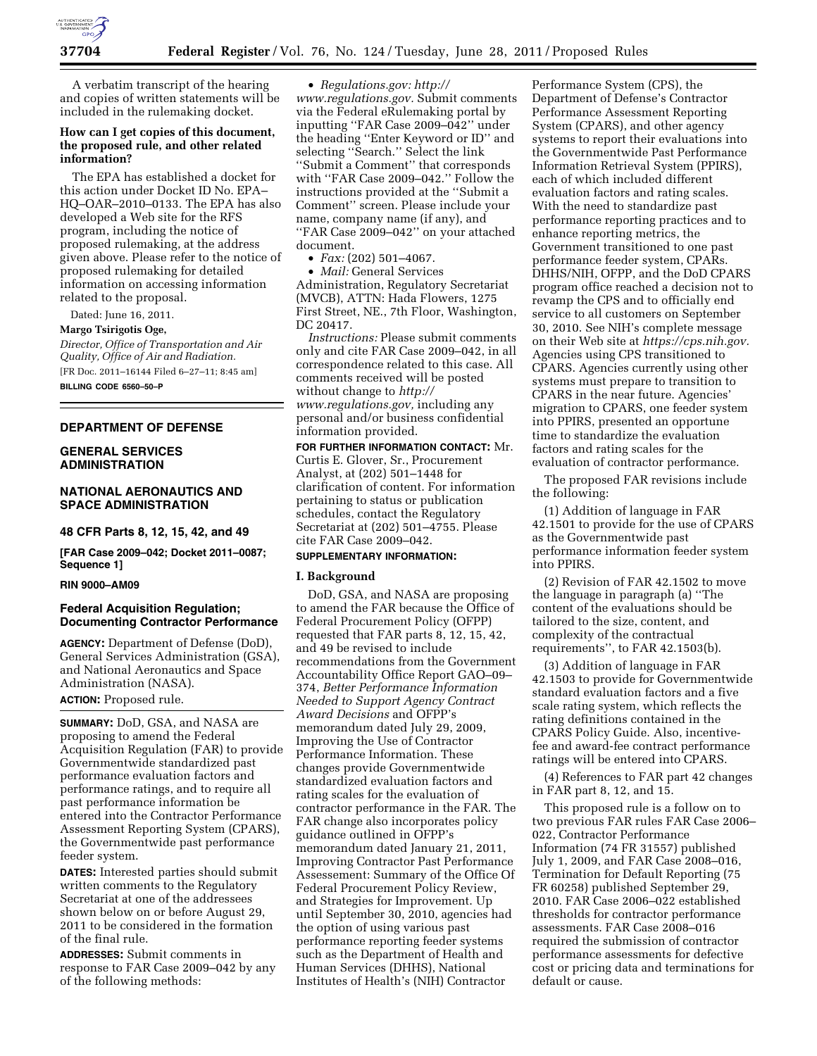A verbatim transcript of the hearing and copies of written statements will be included in the rulemaking docket.

**How can I get copies of this document, the proposed rule, and other related information?**

The EPA has established a docket for this action under Docket ID No. EPA–HQ–OAR–2010–0133. The EPA has also developed a Web site for the RFS program, including the notice of proposed rulemaking, at the address given above. Please refer to the notice of proposed rulemaking for detailed information on accessing information related to the proposal.

Dated: June 16, 2011.

**Margo Tsirigotis Oge,**

*Director, Office of Transportation and Air Quality, Office of Air and Radiation.*

[FR Doc. 2011–16144 Filed 6–27–11; 8:45 am]

**BILLING CODE 6560–50–P**

---

## DEPARTMENT OF DEFENSE

## GENERAL SERVICES ADMINISTRATION

## NATIONAL AERONAUTICS AND SPACE ADMINISTRATION

### 48 CFR Parts 8, 12, 15, 42, and 49

**[FAR Case 2009–042; Docket 2011–0087; Sequence 1]**

**RIN 9000–AM09**

### Federal Acquisition Regulation; Documenting Contractor Performance

**AGENCY:** Department of Defense (DoD), General Services Administration (GSA), and National Aeronautics and Space Administration (NASA).

**ACTION:** Proposed rule.

**SUMMARY:** DoD, GSA, and NASA are proposing to amend the Federal Acquisition Regulation (FAR) to provide Governmentwide standardized past performance evaluation factors and performance ratings, and to require all past performance information be entered into the Contractor Performance Assessment Reporting System (CPARS), the Governmentwide past performance feeder system.

**DATES:** Interested parties should submit written comments to the Regulatory Secretariat at one of the addressees shown below on or before August 29, 2011 to be considered in the formation of the final rule.

**ADDRESSES:** Submit comments in response to FAR Case 2009–042 by any of the following methods:

- *Regulations.gov: http://www.regulations.gov.* Submit comments via the Federal eRulemaking portal by inputting "FAR Case 2009–042" under the heading "Enter Keyword or ID" and selecting "Search." Select the link "Submit a Comment" that corresponds with "FAR Case 2009–042." Follow the instructions provided at the "Submit a Comment" screen. Please include your name, company name (if any), and "FAR Case 2009–042" on your attached document.
- *Fax:* (202) 501–4067.
- *Mail:* General Services Administration, Regulatory Secretariat (MVCB), ATTN: Hada Flowers, 1275 First Street, NE., 7th Floor, Washington, DC 20417.

*Instructions:* Please submit comments only and cite FAR Case 2009–042, in all correspondence related to this case. All comments received will be posted without change to *http://www.regulations.gov,* including any personal and/or business confidential information provided.

**FOR FURTHER INFORMATION CONTACT:** Mr. Curtis E. Glover, Sr., Procurement Analyst, at (202) 501–1448 for clarification of content. For information pertaining to status or publication schedules, contact the Regulatory Secretariat at (202) 501–4755. Please cite FAR Case 2009–042.

**SUPPLEMENTARY INFORMATION:**

### I. Background

DoD, GSA, and NASA are proposing to amend the FAR because the Office of Federal Procurement Policy (OFPP) requested that FAR parts 8, 12, 15, 42, and 49 be revised to include recommendations from the Government Accountability Office Report GAO–09–374, *Better Performance Information Needed to Support Agency Contract Award Decisions* and OFPP's memorandum dated July 29, 2009, Improving the Use of Contractor Performance Information. These changes provide Governmentwide standardized evaluation factors and rating scales for the evaluation of contractor performance in the FAR. The FAR change also incorporates policy guidance outlined in OFPP's memorandum dated January 21, 2011, Improving Contractor Past Performance Assessment: Summary of the Office Of Federal Procurement Policy Review, and Strategies for Improvement. Up until September 30, 2010, agencies had the option of using various past performance reporting feeder systems such as the Department of Health and Human Services (DHHS), National Institutes of Health's (NIH) Contractor Performance System (CPS), the Department of Defense's Contractor Performance Assessment Reporting System (CPARS), and other agency systems to report their evaluations into the Governmentwide Past Performance Information Retrieval System (PPIRS), each of which included different evaluation factors and rating scales. With the need to standardize past performance reporting practices and to enhance reporting metrics, the Government transitioned to one past performance feeder system, CPARs. DHHS/NIH, OFPP, and the DoD CPARS program office reached a decision not to revamp the CPS and to officially end service to all customers on September 30, 2010. See NIH's complete message on their Web site at *https://cps.nih.gov.* Agencies using CPS transitioned to CPARS. Agencies currently using other systems must prepare to transition to CPARS in the near future. Agencies' migration to CPARS, one feeder system into PPIRS, presented an opportune time to standardize the evaluation factors and rating scales for the evaluation of contractor performance.

The proposed FAR revisions include the following:

(1) Addition of language in FAR 42.1501 to provide for the use of CPARS as the Governmentwide past performance information feeder system into PPIRS.

(2) Revision of FAR 42.1502 to move the language in paragraph (a) "The content of the evaluations should be tailored to the size, content, and complexity of the contractual requirements", to FAR 42.1503(b).

(3) Addition of language in FAR 42.1503 to provide for Governmentwide standard evaluation factors and a five scale rating system, which reflects the rating definitions contained in the CPARS Policy Guide. Also, incentive-fee and award-fee contract performance ratings will be entered into CPARS.

(4) References to FAR part 42 changes in FAR part 8, 12, and 15.

This proposed rule is a follow on to two previous FAR rules FAR Case 2006–022, Contractor Performance Information (74 FR 31557) published July 1, 2009, and FAR Case 2008–016, Termination for Default Reporting (75 FR 60258) published September 29, 2010. FAR Case 2006–022 established thresholds for contractor performance assessments. FAR Case 2008–016 required the submission of contractor performance assessments for defective cost or pricing data and terminations for default or cause.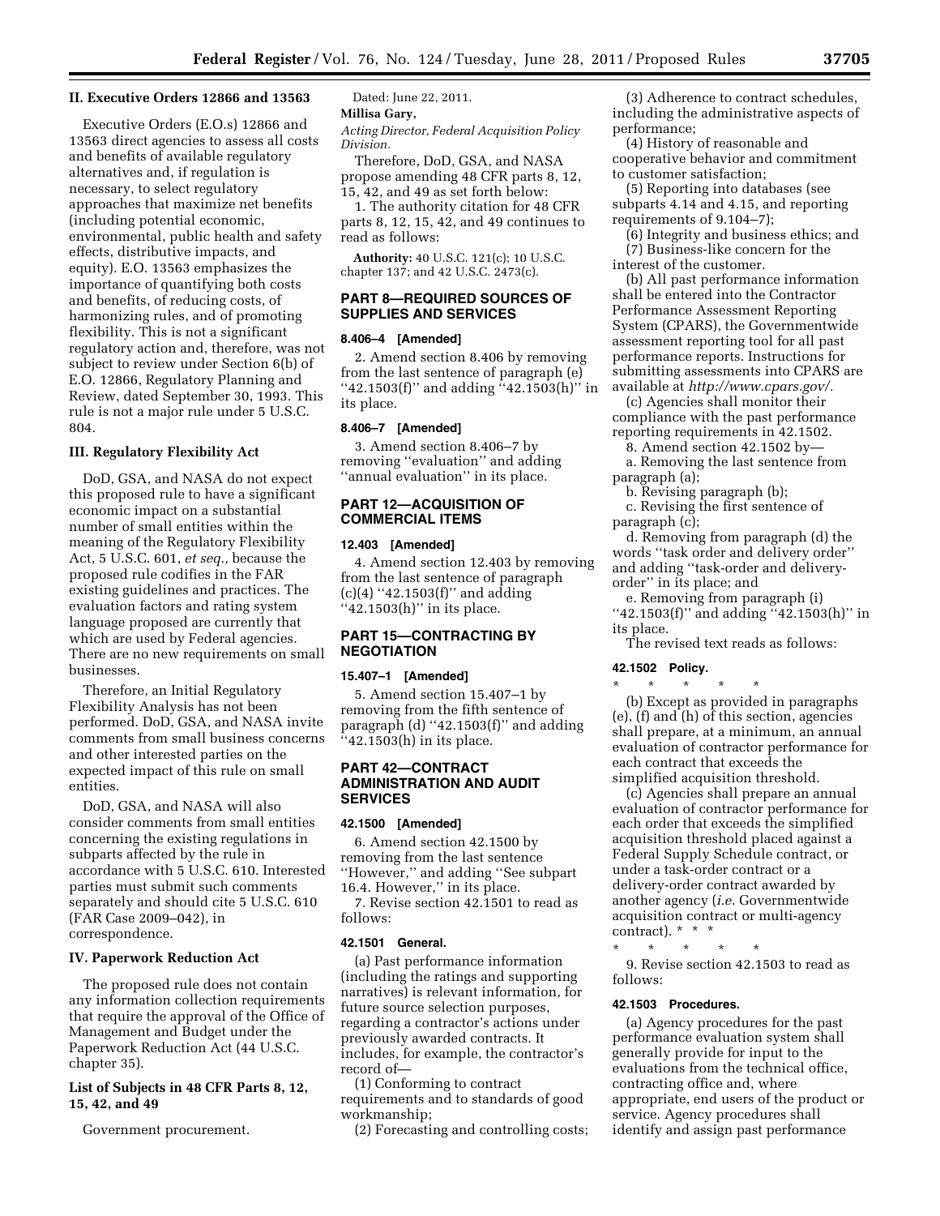### II. Executive Orders 12866 and 13563

Executive Orders (E.O.s) 12866 and 13563 direct agencies to assess all costs and benefits of available regulatory alternatives and, if regulation is necessary, to select regulatory approaches that maximize net benefits (including potential economic, environmental, public health and safety effects, distributive impacts, and equity). E.O. 13563 emphasizes the importance of quantifying both costs and benefits, of reducing costs, of harmonizing rules, and of promoting flexibility. This is not a significant regulatory action and, therefore, was not subject to review under Section 6(b) of E.O. 12866, Regulatory Planning and Review, dated September 30, 1993. This rule is not a major rule under 5 U.S.C. 804.

### III. Regulatory Flexibility Act

DoD, GSA, and NASA do not expect this proposed rule to have a significant economic impact on a substantial number of small entities within the meaning of the Regulatory Flexibility Act, 5 U.S.C. 601, *et seq.,* because the proposed rule codifies in the FAR existing guidelines and practices. The evaluation factors and rating system language proposed are currently that which are used by Federal agencies. There are no new requirements on small businesses.

Therefore, an Initial Regulatory Flexibility Analysis has not been performed. DoD, GSA, and NASA invite comments from small business concerns and other interested parties on the expected impact of this rule on small entities.

DoD, GSA, and NASA will also consider comments from small entities concerning the existing regulations in subparts affected by the rule in accordance with 5 U.S.C. 610. Interested parties must submit such comments separately and should cite 5 U.S.C. 610 (FAR Case 2009–042), in correspondence.

### IV. Paperwork Reduction Act

The proposed rule does not contain any information collection requirements that require the approval of the Office of Management and Budget under the Paperwork Reduction Act (44 U.S.C. chapter 35).

### List of Subjects in 48 CFR Parts 8, 12, 15, 42, and 49

Government procurement.

Dated: June 22, 2011.

**Millisa Gary,**

*Acting Director, Federal Acquisition Policy Division.*

Therefore, DoD, GSA, and NASA propose amending 48 CFR parts 8, 12, 15, 42, and 49 as set forth below:

1. The authority citation for 48 CFR parts 8, 12, 15, 42, and 49 continues to read as follows:

**Authority:** 40 U.S.C. 121(c); 10 U.S.C. chapter 137; and 42 U.S.C. 2473(c).

## PART 8—REQUIRED SOURCES OF SUPPLIES AND SERVICES

### 8.406–4 [Amended]

2. Amend section 8.406 by removing from the last sentence of paragraph (e) "42.1503(f)" and adding "42.1503(h)" in its place.

### 8.406–7 [Amended]

3. Amend section 8.406–7 by removing "evaluation" and adding "annual evaluation" in its place.

## PART 12—ACQUISITION OF COMMERCIAL ITEMS

### 12.403 [Amended]

4. Amend section 12.403 by removing from the last sentence of paragraph (c)(4) "42.1503(f)" and adding "42.1503(h)" in its place.

## PART 15—CONTRACTING BY NEGOTIATION

### 15.407–1 [Amended]

5. Amend section 15.407–1 by removing from the fifth sentence of paragraph (d) "42.1503(f)" and adding "42.1503(h) in its place.

## PART 42—CONTRACT ADMINISTRATION AND AUDIT SERVICES

### 42.1500 [Amended]

6. Amend section 42.1500 by removing from the last sentence "However," and adding "See subpart 16.4. However," in its place.

7. Revise section 42.1501 to read as follows:

### 42.1501 General.

(a) Past performance information (including the ratings and supporting narratives) is relevant information, for future source selection purposes, regarding a contractor's actions under previously awarded contracts. It includes, for example, the contractor's record of—

(1) Conforming to contract requirements and to standards of good workmanship;

(2) Forecasting and controlling costs;

(3) Adherence to contract schedules, including the administrative aspects of performance;

(4) History of reasonable and cooperative behavior and commitment to customer satisfaction;

(5) Reporting into databases (see subparts 4.14 and 4.15, and reporting requirements of 9.104–7);

(6) Integrity and business ethics; and

(7) Business-like concern for the interest of the customer.

(b) All past performance information shall be entered into the Contractor Performance Assessment Reporting System (CPARS), the Governmentwide assessment reporting tool for all past performance reports. Instructions for submitting assessments into CPARS are available at *http://www.cpars.gov/.*

(c) Agencies shall monitor their compliance with the past performance reporting requirements in 42.1502.

8. Amend section 42.1502 by—

a. Removing the last sentence from paragraph (a);

b. Revising paragraph (b);

c. Revising the first sentence of paragraph (c);

d. Removing from paragraph (d) the words "task order and delivery order" and adding "task-order and delivery-order" in its place; and

e. Removing from paragraph (i) "42.1503(f)" and adding "42.1503(h)" in its place.

The revised text reads as follows:

### 42.1502 Policy.

\* \* \* \* \*

(b) Except as provided in paragraphs (e), (f) and (h) of this section, agencies shall prepare, at a minimum, an annual evaluation of contractor performance for each contract that exceeds the simplified acquisition threshold.

(c) Agencies shall prepare an annual evaluation of contractor performance for each order that exceeds the simplified acquisition threshold placed against a Federal Supply Schedule contract, or under a task-order contract or a delivery-order contract awarded by another agency (*i.e.* Governmentwide acquisition contract or multi-agency contract). \* \* \*

\* \* \* \* \*

9. Revise section 42.1503 to read as follows:

### 42.1503 Procedures.

(a) Agency procedures for the past performance evaluation system shall generally provide for input to the evaluations from the technical office, contracting office and, where appropriate, end users of the product or service. Agency procedures shall identify and assign past performance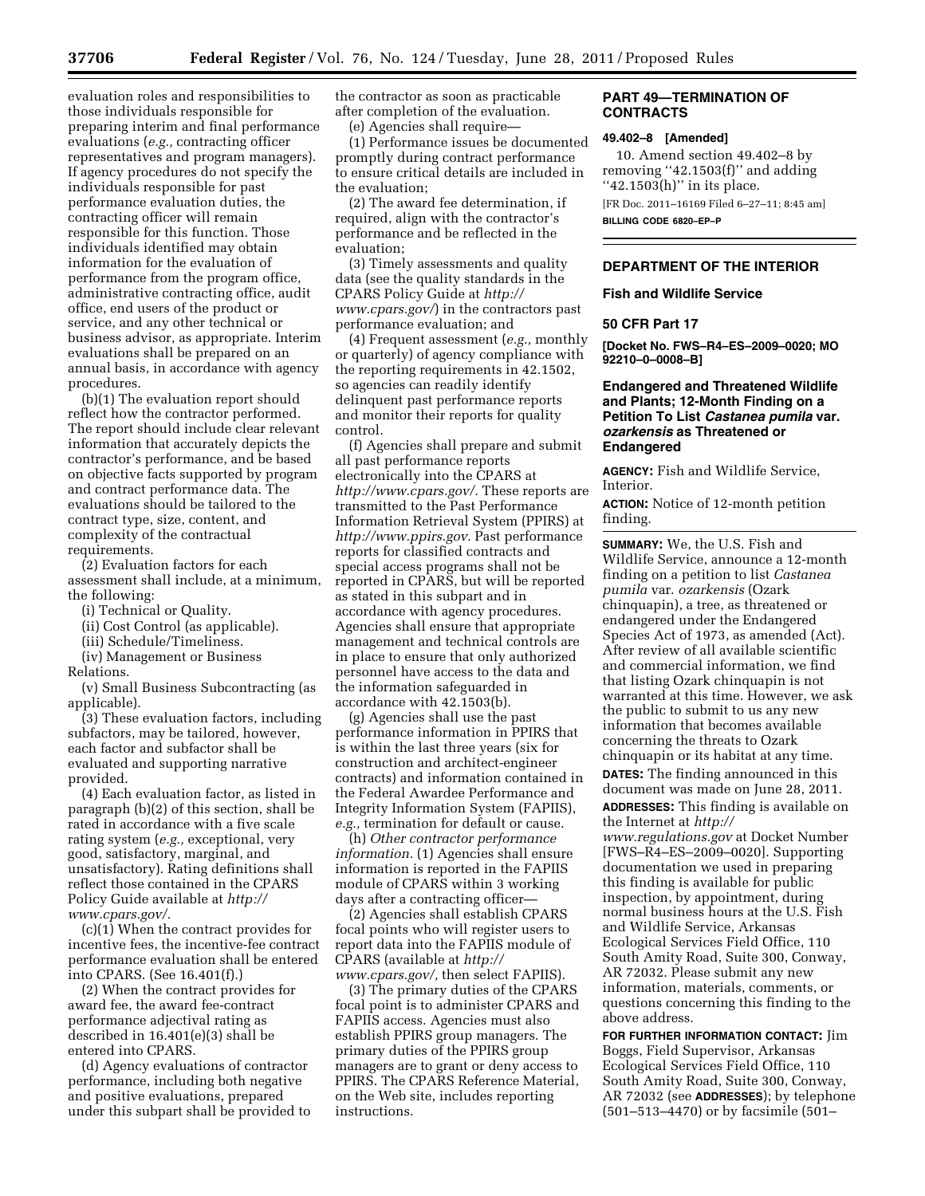evaluation roles and responsibilities to those individuals responsible for preparing interim and final performance evaluations (*e.g.,* contracting officer representatives and program managers). If agency procedures do not specify the individuals responsible for past performance evaluation duties, the contracting officer will remain responsible for this function. Those individuals identified may obtain information for the evaluation of performance from the program office, administrative contracting office, audit office, end users of the product or service, and any other technical or business advisor, as appropriate. Interim evaluations shall be prepared on an annual basis, in accordance with agency procedures.

(b)(1) The evaluation report should reflect how the contractor performed. The report should include clear relevant information that accurately depicts the contractor's performance, and be based on objective facts supported by program and contract performance data. The evaluations should be tailored to the contract type, size, content, and complexity of the contractual requirements.

(2) Evaluation factors for each assessment shall include, at a minimum, the following:

(i) Technical or Quality.

(ii) Cost Control (as applicable).

(iii) Schedule/Timeliness.

(iv) Management or Business Relations.

(v) Small Business Subcontracting (as applicable).

(3) These evaluation factors, including subfactors, may be tailored, however, each factor and subfactor shall be evaluated and supporting narrative provided.

(4) Each evaluation factor, as listed in paragraph (b)(2) of this section, shall be rated in accordance with a five scale rating system (*e.g.,* exceptional, very good, satisfactory, marginal, and unsatisfactory). Rating definitions shall reflect those contained in the CPARS Policy Guide available at *http://www.cpars.gov/*.

(c)(1) When the contract provides for incentive fees, the incentive-fee contract performance evaluation shall be entered into CPARS. (See 16.401(f).)

(2) When the contract provides for award fee, the award fee-contract performance adjectival rating as described in 16.401(e)(3) shall be entered into CPARS.

(d) Agency evaluations of contractor performance, including both negative and positive evaluations, prepared under this subpart shall be provided to the contractor as soon as practicable after completion of the evaluation.

(e) Agencies shall require—

(1) Performance issues be documented promptly during contract performance to ensure critical details are included in the evaluation;

(2) The award fee determination, if required, align with the contractor's performance and be reflected in the evaluation;

(3) Timely assessments and quality data (see the quality standards in the CPARS Policy Guide at *http://www.cpars.gov/*) in the contractors past performance evaluation; and

(4) Frequent assessment (*e.g.,* monthly or quarterly) of agency compliance with the reporting requirements in 42.1502, so agencies can readily identify delinquent past performance reports and monitor their reports for quality control.

(f) Agencies shall prepare and submit all past performance reports electronically into the CPARS at *http://www.cpars.gov/*. These reports are transmitted to the Past Performance Information Retrieval System (PPIRS) at *http://www.ppirs.gov*. Past performance reports for classified contracts and special access programs shall not be reported in CPARS, but will be reported as stated in this subpart and in accordance with agency procedures. Agencies shall ensure that appropriate management and technical controls are in place to ensure that only authorized personnel have access to the data and the information safeguarded in accordance with 42.1503(b).

(g) Agencies shall use the past performance information in PPIRS that is within the last three years (six for construction and architect-engineer contracts) and information contained in the Federal Awardee Performance and Integrity Information System (FAPIIS), *e.g.,* termination for default or cause.

(h) *Other contractor performance information.* (1) Agencies shall ensure information is reported in the FAPIIS module of CPARS within 3 working days after a contracting officer—

(2) Agencies shall establish CPARS focal points who will register users to report data into the FAPIIS module of CPARS (available at *http://www.cpars.gov/,* then select FAPIIS).

(3) The primary duties of the CPARS focal point is to administer CPARS and FAPIIS access. Agencies must also establish PPIRS group managers. The primary duties of the PPIRS group managers are to grant or deny access to PPIRS. The CPARS Reference Material, on the Web site, includes reporting instructions.

## PART 49—TERMINATION OF CONTRACTS

**49.402–8 [Amended]**

10. Amend section 49.402–8 by removing "42.1503(f)" and adding "42.1503(h)" in its place.

[FR Doc. 2011–16169 Filed 6–27–11; 8:45 am]

**BILLING CODE 6820–EP–P**

---

## DEPARTMENT OF THE INTERIOR

### Fish and Wildlife Service

### 50 CFR Part 17

**[Docket No. FWS–R4–ES–2009–0020; MO 92210–0–0008–B]**

### Endangered and Threatened Wildlife and Plants; 12-Month Finding on a Petition To List *Castanea pumila* var. *ozarkensis* as Threatened or Endangered

**AGENCY:** Fish and Wildlife Service, Interior.

**ACTION:** Notice of 12-month petition finding.

**SUMMARY:** We, the U.S. Fish and Wildlife Service, announce a 12-month finding on a petition to list *Castanea pumila* var. *ozarkensis* (Ozark chinquapin), a tree, as threatened or endangered under the Endangered Species Act of 1973, as amended (Act). After review of all available scientific and commercial information, we find that listing Ozark chinquapin is not warranted at this time. However, we ask the public to submit to us any new information that becomes available concerning the threats to Ozark chinquapin or its habitat at any time.

**DATES:** The finding announced in this document was made on June 28, 2011.

**ADDRESSES:** This finding is available on the Internet at *http://www.regulations.gov* at Docket Number [FWS–R4–ES–2009–0020]. Supporting documentation we used in preparing this finding is available for public inspection, by appointment, during normal business hours at the U.S. Fish and Wildlife Service, Arkansas Ecological Services Field Office, 110 South Amity Road, Suite 300, Conway, AR 72032. Please submit any new information, materials, comments, or questions concerning this finding to the above address.

**FOR FURTHER INFORMATION CONTACT:** Jim Boggs, Field Supervisor, Arkansas Ecological Services Field Office, 110 South Amity Road, Suite 300, Conway, AR 72032 (see **ADDRESSES**); by telephone (501–513–4470) or by facsimile (501–